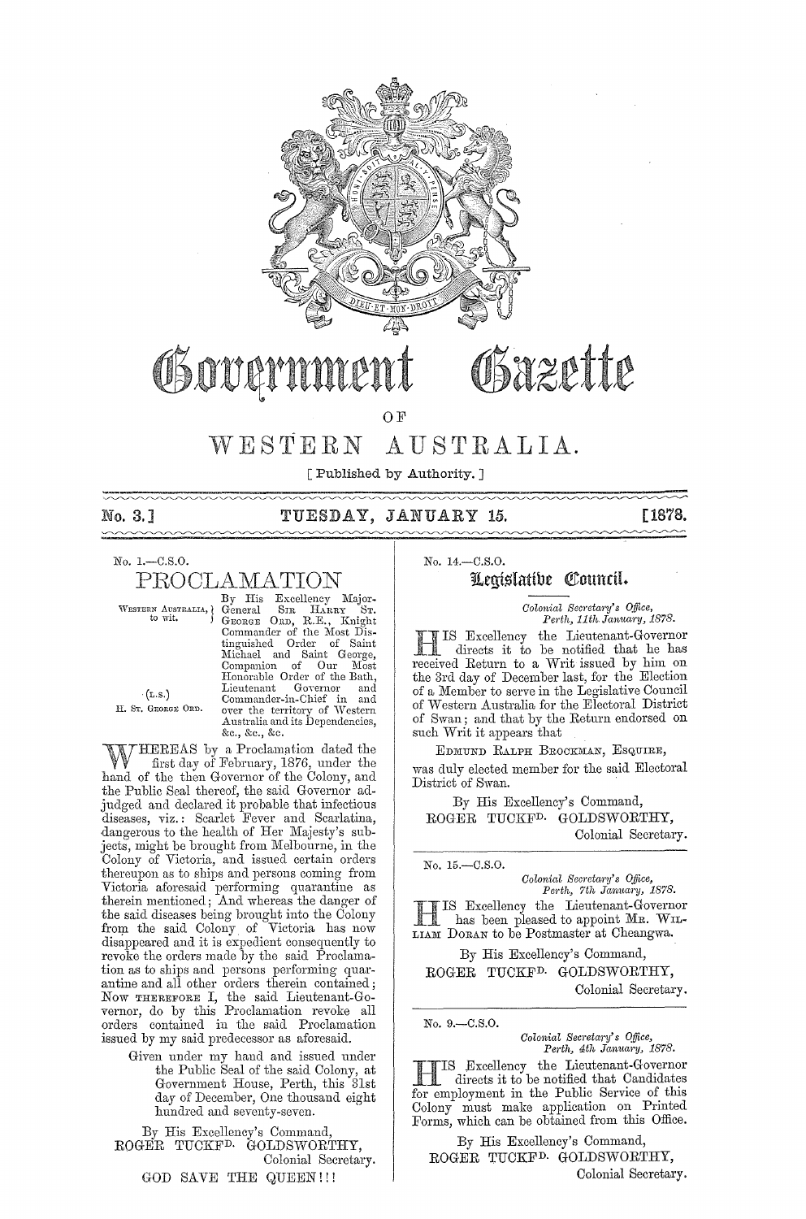# Government Gazette

## OF

# WESTERN AUSTRALIA.

[ Published by Authority. ]

**No. 3.] TUESDAY, JANUARY 15. [1878.**

No. 1.—C.S.O.

## PROCLAMATION

WESTERN AUSTRALIA, to wit.

(L.S.)
H. ST. GEORGE ORD.

By His Excellency Major-General SIR HARRY ST. GEORGE ORD, R.E., Knight Commander of the Most Distinguished Order of Saint Michael and Saint George, Companion of Our Most Honorable Order of the Bath, Lieutenant Governor and Commander-in-Chief in and over the territory of Western Australia and its Dependencies, &c., &c., &c.

WHEREAS by a Proclamation dated the first day of February, 1876, under the hand of the then Governor of the Colony, and the Public Seal thereof, the said Governor adjudged and declared it probable that infectious diseases, viz.: Scarlet Fever and Scarlatina, dangerous to the health of Her Majesty's subjects, might be brought from Melbourne, in the Colony of Victoria, and issued certain orders thereupon as to ships and persons coming from Victoria aforesaid performing quarantine as therein mentioned; And whereas the danger of the said diseases being brought into the Colony from the said Colony of Victoria has now disappeared and it is expedient consequently to revoke the orders made by the said Proclamation as to ships and persons performing quarantine and all other orders therein contained; Now THEREFORE I, the said Lieutenant-Governor, do by this Proclamation revoke all orders contained in the said Proclamation issued by my said predecessor as aforesaid.

Given under my hand and issued under the Public Seal of the said Colony, at Government House, Perth, this 31st day of December, One thousand eight hundred and seventy-seven.

By His Excellency's Command,
ROGER TUCKF<sup>D.</sup> GOLDSWORTHY,
Colonial Secretary.

GOD SAVE THE QUEEN!!!

---

No. 14.—C.S.O.

## Legislative Council.

*Colonial Secretary's Office,*
*Perth, 11th January, 1878.*

HIS Excellency the Lieutenant-Governor directs it to be notified that he has received Return to a Writ issued by him on the 3rd day of December last, for the Election of a Member to serve in the Legislative Council of Western Australia for the Electoral District of Swan; and that by the Return endorsed on such Writ it appears that

EDMUND RALPH BROCKMAN, ESQUIRE,

was duly elected member for the said Electoral District of Swan.

By His Excellency's Command,
ROGER TUCKFD. GOLDSWORTHY,
Colonial Secretary.

---

No. 15.—C.S.O.

*Colonial Secretary's Office,*
*Perth, 7th January, 1878.*

HIS Excellency the Lieutenant-Governor has been pleased to appoint MR. WILLIAM DORAN to be Postmaster at Cheangwa.

By His Excellency's Command,
ROGER TUCKFD. GOLDSWORTHY,
Colonial Secretary.

---

No. 9.—C.S.O.

*Colonial Secretary's Office,*
*Perth, 4th January, 1878.*

HIS Excellency the Lieutenant-Governor directs it to be notified that Candidates for employment in the Public Service of this Colony must make application on Printed Forms, which can be obtained from this Office.

By His Excellency's Command,
ROGER TUCKFD. GOLDSWORTHY,
Colonial Secretary.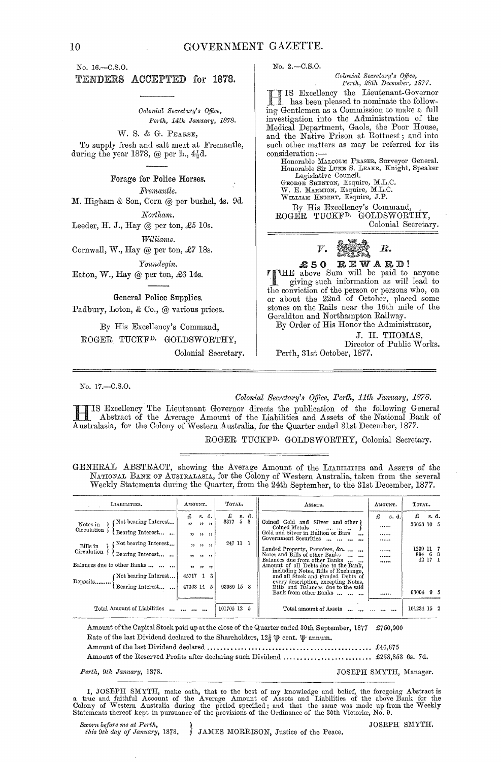No. 16.—C.S.O.

## TENDERS ACCEPTED for 1878.

*Colonial Secretary's Office,*
*Perth, 14th January, 1878.*

W. S. & G. PEARSE,

To supply fresh and salt meat at Fremantle, during the year 1878, @ per lb., 4½d.

### Forage for Police Horses.

*Fremantle.*

M. Higham & Son, Corn @ per bushel, 4s. 9d.

*Northam.*

Leeder, H. J., Hay @ per ton, £5 10s.

*Williams.*

Cornwall, W., Hay @ per ton, £7 18s.

*Youndegin.*

Eaton, W., Hay @ per ton, £6 14s.

### General Police Supplies.

Padbury, Loton, & Co., @ various prices.

By His Excellency's Command,
ROGER TUCKFD. GOLDSWORTHY,
Colonial Secretary.

No. 2.—C.S.O.

*Colonial Secretary's Office,*
*Perth, 28th December, 1877.*

HIS Excellency the Lieutenant-Governor has been pleased to nominate the following Gentlemen as a Commission to make a full investigation into the Administration of the Medical Department, Gaols, the Poor House, and the Native Prison at Rottnest; and into such other matters as may be referred for its consideration:—

Honorable MALCOLM FRASER, Surveyor General.
Honorable Sir LUKE S. LEAKE, Knight, Speaker Legislative Council.
GEORGE SHENTON, Esquire, M.L.C.
W. E. MARMION, Esquire, M.L.C.
WILLIAM KNIGHT, Esquire, J.P.

By His Excellency's Command,
ROGER TUCKFD. GOLDSWORTHY,
Colonial Secretary.

V. R.

## £50 REWARD!

THE above Sum will be paid to anyone giving such information as will lead to the conviction of the person or persons who, on or about the 22nd of October, placed some stones on the Rails near the 16th mile of the Geraldton and Northampton Railway.

By Order of His Honor the Administrator,
J. H. THOMAS,
Director of Public Works.

Perth, 31st October, 1877.

---

No. 17.—C.S.O.

*Colonial Secretary's Office, Perth, 11th January, 1878.*

HIS Excellency The Lieutenant Governor directs the publication of the following General Abstract of the Average Amount of the Liabilities and Assets of the National Bank of Australasia, for the Colony of Western Australia, for the Quarter ended 31st December, 1877.

ROGER TUCKFD. GOLDSWORTHY, Colonial Secretary.

GENERAL ABSTRACT, shewing the Average Amount of the LIABILITIES and ASSETS of the NATIONAL BANK OF AUSTRALASIA, for the Colony of Western Australia, taken from the several Weekly Statements during the Quarter, from the 24th September, to the 31st December, 1877.

| LIABILITIES. | AMOUNT. £ s. d. | TOTAL. £ s. d. | ASSETS. | AMOUNT. £ s. d. | TOTAL. £ s. d. |
|---|---|---|---|---|---|
| Notes in Circulation — Not bearing Interest... | " " " | 8377 5 8 | Coined Gold and Silver and other Coined Metals | ...... | 36053 10 5 |
| Notes in Circulation — Bearing Interest... | " " " | | Gold and Silver in Bullion or Bars ... | ...... | |
| Bills in Circulation — Not bearing Interest... | " " " | 247 11 1 | Government Securities ... | ...... | |
| Bills in Circulation — Bearing Interest... | " " " | | Landed Property, Premises, &c. ... | ...... | 1239 11 7 |
| Balances due to other Banks ... | " " " | | Notes and Bills of other Banks ... | ...... | 894 6 8 |
| Deposits — Not bearing Interest... | 45717 1 3 | | Balances due from other Banks ... | ...... | 42 17 1 |
| Deposits — Bearing Interest... | 47363 14 5 | 93080 15 8 | Amount of all Debts due to the Bank, including Notes, Bills of Exchange, and all Stock and Funded Debts of every description, excepting Notes, Bills and Balances due to the said Bank from other Banks ... | ...... | 63004 9 5 |
| Total Amount of Liabilities ... | | 101705 12 5 | Total amount of Assets ... | | 101234 15 2 |

Amount of the Capital Stock paid up at the close of the Quarter ended 30th September, 1877 £750,000
Rate of the last Dividend declared to the Shareholders, 12½ ₽ cent. ₽ annum.
Amount of the last Dividend declared ............ £46,875
Amount of the Reserved Profits after declaring such Dividend ............ £258,853 6s. 7d.

*Perth, 9th January, 1878.* JOSEPH SMYTH, Manager.

I, JOSEPH SMYTH, make oath, that to the best of my knowledge and belief, the foregoing Abstract is a true and faithful Account of the Average Amount of Assets and Liabilities of the above Bank for the Colony of Western Australia during the period specified; and that the same was made up from the Weekly Statements thereof kept in pursuance of the provisions of the Ordinance of the 30th Victoriæ, No. 9.

*Sworn before me at Perth, this 9th day of January, 1878.* JAMES MORRISON, Justice of the Peace.

JOSEPH SMYTH.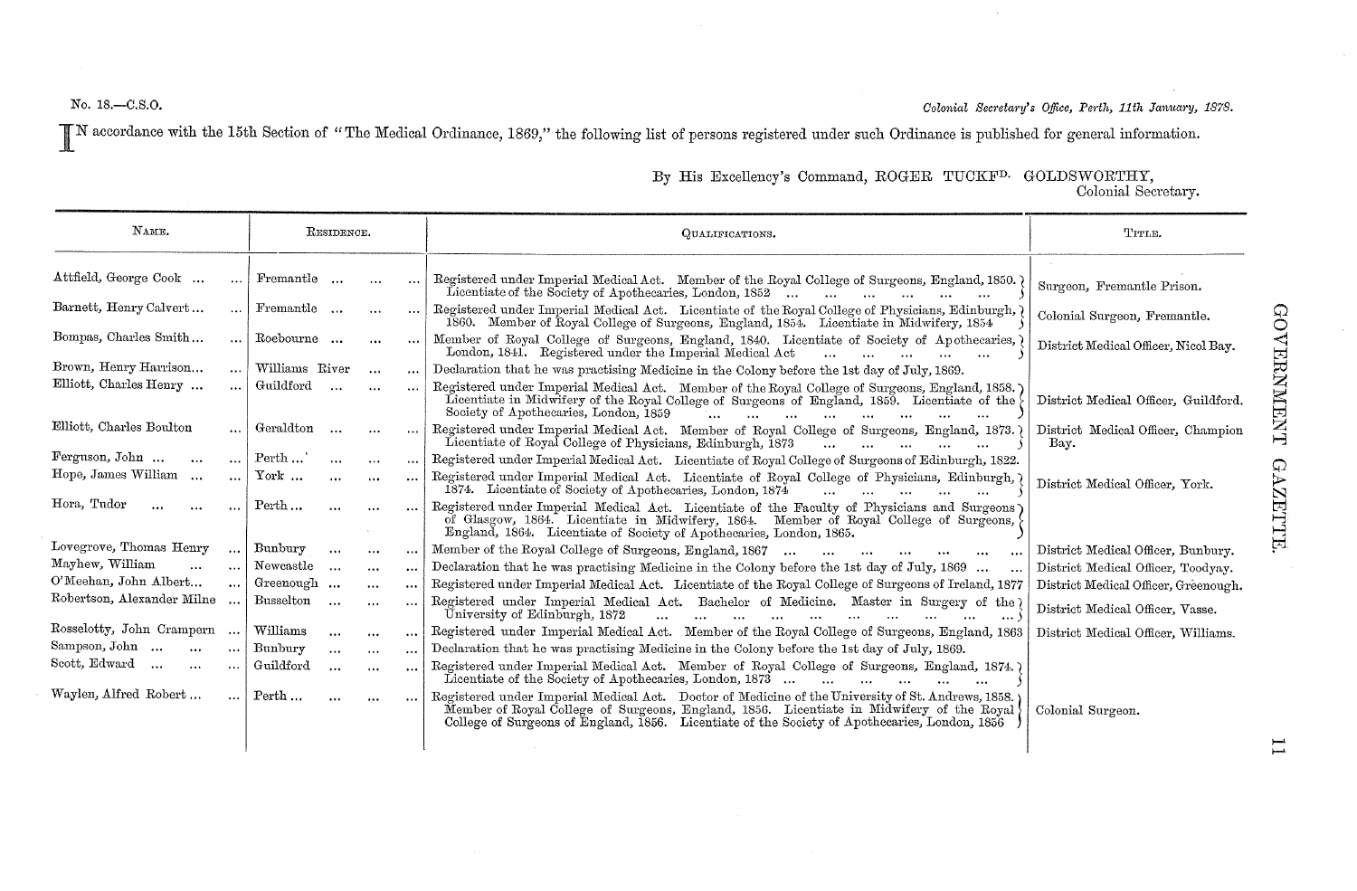No. 18.—C.S.O.

*Colonial Secretary's Office, Perth, 11th January, 1878.*

IN accordance with the 15th Section of "The Medical Ordinance, 1869," the following list of persons registered under such Ordinance is published for general information.

By His Excellency's Command, ROGER TUCKFD. GOLDSWORTHY,
Colonial Secretary.

| NAME. | RESIDENCE. | QUALIFICATIONS. | TITLE. |
|---|---|---|---|
| Attfield, George Cook | Fremantle | Registered under Imperial Medical Act. Member of the Royal College of Surgeons, England, 1850. Licentiate of the Society of Apothecaries, London, 1852 | Surgeon, Fremantle Prison. |
| Barnett, Henry Calvert | Fremantle | Registered under Imperial Medical Act. Licentiate of the Royal College of Physicians, Edinburgh, 1860. Member of Royal College of Surgeons, England, 1854. Licentiate in Midwifery, 1854 | Colonial Surgeon, Fremantle. |
| Bompas, Charles Smith | Roebourne | Member of Royal College of Surgeons, England, 1840. Licentiate of Society of Apothecaries, London, 1841. Registered under the Imperial Medical Act | District Medical Officer, Nicol Bay. |
| Brown, Henry Harrison | Williams River | Declaration that he was practising Medicine in the Colony before the 1st day of July, 1869. | |
| Elliott, Charles Henry | Guildford | Registered under Imperial Medical Act. Member of the Royal College of Surgeons, England, 1858. Licentiate in Midwifery of the Royal College of Surgeons of England, 1859. Licentiate of the Society of Apothecaries, London, 1859 | District Medical Officer, Guildford. |
| Elliott, Charles Boulton | Geraldton | Registered under Imperial Medical Act. Member of Royal College of Surgeons, England, 1873. Licentiate of Royal College of Physicians, Edinburgh, 1873 | District Medical Officer, Champion Bay. |
| Ferguson, John | Perth | Registered under Imperial Medical Act. Licentiate of Royal College of Surgeons of Edinburgh, 1822. | |
| Hope, James William | York | Registered under Imperial Medical Act. Licentiate of Royal College of Physicians, Edinburgh, 1874. Licentiate of Society of Apothecaries, London, 1874 | District Medical Officer, York. |
| Hora, Tudor | Perth | Registered under Imperial Medical Act. Licentiate of the Faculty of Physicians and Surgeons of Glasgow, 1864. Licentiate in Midwifery, 1864. Member of Royal College of Surgeons, England, 1864. Licentiate of Society of Apothecaries, London, 1865. | |
| Lovegrove, Thomas Henry | Bunbury | Member of the Royal College of Surgeons, England, 1867 | District Medical Officer, Bunbury. |
| Mayhew, William | Newcastle | Declaration that he was practising Medicine in the Colony before the 1st day of July, 1869 | District Medical Officer, Toodyay. |
| O'Meehan, John Albert | Greenough | Registered under Imperial Medical Act. Licentiate of the Royal College of Surgeons of Ireland, 1877 | District Medical Officer, Greenough. |
| Robertson, Alexander Milne | Busselton | Registered under Imperial Medical Act. Bachelor of Medicine. Master in Surgery of the University of Edinburgh, 1872 | District Medical Officer, Vasse. |
| Rosselotty, John Crampern | Williams | Registered under Imperial Medical Act. Member of the Royal College of Surgeons, England, 1863 | District Medical Officer, Williams. |
| Sampson, John | Bunbury | Declaration that he was practising Medicine in the Colony before the 1st day of July, 1869. | |
| Scott, Edward | Guildford | Registered under Imperial Medical Act. Member of Royal College of Surgeons, England, 1874. Licentiate of the Society of Apothecaries, London, 1873 | |
| Waylen, Alfred Robert | Perth | Registered under Imperial Medical Act. Doctor of Medicine of the University of St. Andrews, 1858. Member of Royal College of Surgeons, England, 1856. Licentiate in Midwifery of the Royal College of Surgeons of England, 1856. Licentiate of the Society of Apothecaries, London, 1856 | Colonial Surgeon. |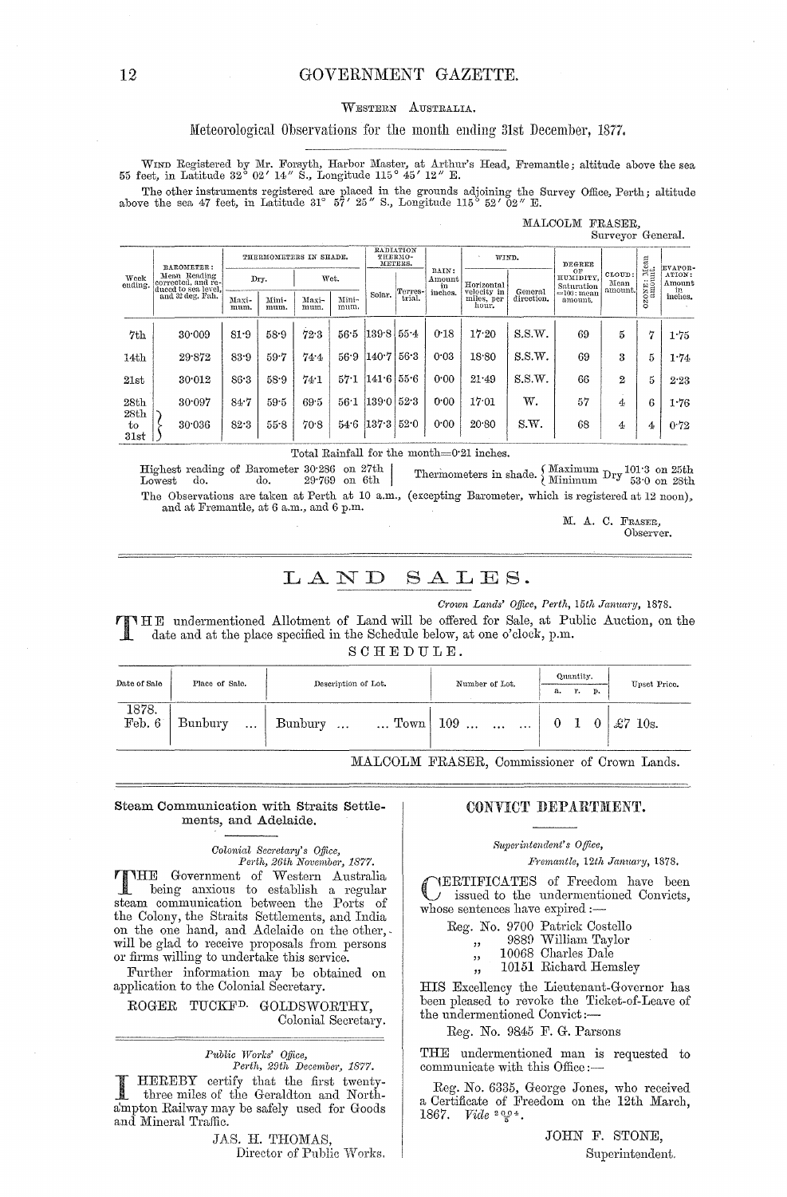WESTERN AUSTRALIA.

Meteorological Observations for the month ending 31st December, 1877.

WIND Registered by Mr. Forsyth, Harbor Master, at Arthur's Head, Fremantle; altitude above the sea 55 feet, in Latitude 32° 02′ 14″ S., Longitude 115° 45′ 12″ E.

The other instruments registered are placed in the grounds adjoining the Survey Office, Perth; altitude above the sea 47 feet, in Latitude 31° 57′ 25″ S., Longitude 115° 52′ 02″ E.

MALCOLM FRASER,
Surveyor General.

| Week ending. | BAROMETER: Mean Reading corrected, and reduced to sea level, and 32 deg. Fah. | THERMOMETERS IN SHADE. | | | | RADIATION THERMOMETERS. | | RAIN: Amount in inches. | WIND. | | DEGREE OF HUMIDITY, Saturation =100: mean amount. | CLOUD: Mean amount. | OZONE: Mean amount. | EVAPORATION: Amount in inches. |
|---|---|---|---|---|---|---|---|---|---|---|---|---|---|---|
| | | Dry. | | Wet. | | | | | | | | | | |
| | | Maximum. | Minimum. | Maximum. | Minimum. | Solar. | Terrestrial. | | Horizontal velocity in miles, per hour. | General direction. | | | | |
| 7th | 30·009 | 81·9 | 58·9 | 72·3 | 56·5 | 139·8 | 55·4 | 0·18 | 17·20 | S.S.W. | 69 | 5 | 7 | 1·75 |
| 14th | 29·872 | 83·9 | 59·7 | 74·4 | 56·9 | 140·7 | 56·3 | 0·03 | 18·80 | S.S.W. | 69 | 3 | 5 | 1·74 |
| 21st | 30·012 | 86·3 | 58·9 | 74·1 | 57·1 | 141·6 | 55·6 | 0·00 | 21·49 | S.S.W. | 66 | 2 | 5 | 2·23 |
| 28th | 30·097 | 84·7 | 59·5 | 69·5 | 56·1 | 139·0 | 52·3 | 0·00 | 17·01 | W. | 57 | 4 | 6 | 1·76 |
| 28th to 31st | 30·036 | 82·3 | 55·8 | 70·8 | 54·6 | 137·3 | 52·0 | 0·00 | 20·80 | S.W. | 68 | 4 | 4 | 0·72 |

Total Rainfall for the month=0·21 inches.

Highest reading of Barometer 30·286 on 27th
Lowest do. do. 29·769 on 6th

Thermometers in shade. Dry { Maximum 101·3 on 25th; Minimum 53·0 on 28th }

The Observations are taken at Perth at 10 a.m., (excepting Barometer, which is registered at 12 noon), and at Fremantle, at 6 a.m., and 6 p.m.

M. A. C. FRASER,
Observer.

# LAND SALES.

*Crown Lands' Office, Perth, 15th January, 1878.*

THE undermentioned Allotment of Land will be offered for Sale, at Public Auction, on the date and at the place specified in the Schedule below, at one o'clock, p.m.

SCHEDULE.

| Date of Sale | Place of Sale. | Description of Lot. | Number of Lot. | Quantity. a. | r. | p. | Upset Price. |
|---|---|---|---|---|---|---|---|
| 1878. Feb. 6 | Bunbury ... | Bunbury ... ... Town | 109 ... ... ... | 0 | 1 | 0 | £7 10s. |

MALCOLM FRASER, Commissioner of Crown Lands.

### Steam Communication with Straits Settlements, and Adelaide.

*Colonial Secretary's Office,*
*Perth, 26th November, 1877.*

THE Government of Western Australia being anxious to establish a regular steam communication between the Ports of the Colony, the Straits Settlements, and India on the one hand, and Adelaide on the other, will be glad to receive proposals from persons or firms willing to undertake this service.

Further information may be obtained on application to the Colonial Secretary.

ROGER TUCKFD. GOLDSWORTHY,
Colonial Secretary.

*Public Works' Office,*
*Perth, 29th December, 1877.*

I HEREBY certify that the first twenty-three miles of the Geraldton and Northampton Railway may be safely used for Goods and Mineral Traffic.

JAS. H. THOMAS,
Director of Public Works.

### CONVICT DEPARTMENT.

*Superintendent's Office,*
*Fremantle, 12th January, 1878.*

CERTIFICATES of Freedom have been issued to the undermentioned Convicts, whose sentences have expired:—

Reg. No. 9700 Patrick Costello
,, 9889 William Taylor
,, 10068 Charles Dale
,, 10151 Richard Hemsley

HIS Excellency the Lieutenant-Governor has been pleased to revoke the Ticket-of-Leave of the undermentioned Convict:—

Reg. No. 9845 F. G. Parsons

THE undermentioned man is requested to communicate with this Office:—

Reg. No. 6335, George Jones, who received a Certificate of Freedom on the 12th March, 1867. *Vide* 2024/5.

JOHN F. STONE,
Superintendent.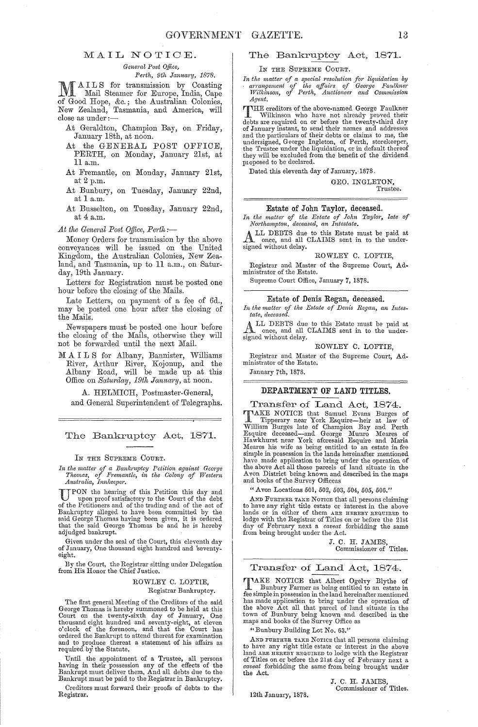# MAIL NOTICE.

*General Post Office,*
*Perth, 9th January, 1878.*

MAILS for transmission by Coasting Mail Steamer for Europe, India, Cape of Good Hope, &c.; the Australian Colonies, New Zealand, Tasmania, and America, will close as under:—

At Geraldton, Champion Bay, on Friday, January 18th, at noon.

At the GENERAL POST OFFICE, PERTH, on Monday, January 21st, at 11 a.m.

At Fremantle, on Monday, January 21st, at 2 p.m.

At Bunbury, on Tuesday, January 22nd, at 1 a.m.

At Busselton, on Tuesday, January 22nd, at 4 a.m.

*At the General Post Office, Perth:*—

Money Orders for transmission by the above conveyances will be issued on the United Kingdom, the Australian Colonies, New Zealand, and Tasmania, up to 11 a.m., on Saturday, 19th January.

Letters for Registration must be posted one hour before the closing of the Mails.

Late Letters, on payment of a fee of 6d., may be posted one hour after the closing of the Mails.

Newspapers must be posted one hour before the closing of the Mails, otherwise they will not be forwarded until the next Mail.

MAILS for Albany, Bannister, Williams River, Arthur River, Kojonup, and the Albany Road, will be made up at this Office on *Saturday, 19th January*, at noon.

A. HELMICH, Postmaster-General,
and General Superintendent of Telegraphs.

---

## The Bankruptcy Act, 1871.

IN THE SUPREME COURT.

*In the matter of a Bankruptcy Petition against George Thomas, of Fremantle, in the Colony of Western Australia, Innkeeper.*

UPON the hearing of this Petition this day and upon proof satisfactory to the Court of the debt of the Petitioners and of the trading and of the act of Bankruptcy alleged to have been committed by the said George Thomas having been given, it is ordered that the said George Thomas be and he is hereby adjudged bankrupt.

Given under the seal of the Court, this eleventh day of January, One thousand eight hundred and seventy-eight.

By the Court, the Registrar sitting under Delegation from His Honor the Chief Justice.

ROWLEY C. LOFTIE,
Registrar Bankruptcy.

The first general Meeting of the Creditors of the said George Thomas is hereby summoned to be held at this Court on the twenty-sixth day of January, One thousand eight hundred and seventy-eight, at eleven o'clock of the forenoon, and that the Court has ordered the Bankrupt to attend thereat for examination and to produce thereat a statement of his affairs as required by the Statute.

Until the appointment of a Trustee, all persons having in their possession any of the effects of the Bankrupt must deliver them, And all debts due to the Bankrupt must be paid to the Registrar in Bankruptcy.

Creditors must forward their proofs of debts to the Registrar.

---

## The Bankruptcy Act, 1871.

IN THE SUPREME COURT.

*In the matter of a special resolution for liquidation by arrangement of the affairs of George Faulkner Wilkinson, of Perth, Auctioneer and Commission Agent.*

THE creditors of the above-named George Faulkner Wilkinson who have not already proved their debts are required on or before the twenty-third day of January instant, to send their names and addresses and the particulars of their debts or claims to me, the undersigned, George Ingleton, of Perth, storekeeper, the Trustee under the liquidation, or in default thereof they will be excluded from the benefit of the dividend proposed to be declared.

Dated this eleventh day of January, 1878.

GEO. INGLETON,
Trustee.

---

## Estate of John Taylor, deceased.

*In the matter of the Estate of John Taylor, late of Northampton, deceased, an Intestate.*

ALL DEBTS due to this Estate must be paid at once, and all CLAIMS sent in to the undersigned without delay.

ROWLEY C. LOFTIE,

Registrar and Master of the Supreme Court, Administrator of the Estate.

Supreme Court Office, January 7, 1878.

---

## Estate of Denis Regan, deceased.

*In the matter of the Estate of Denis Regan, an Intestate, deceased.*

ALL DEBTS due to this Estate must be paid at once, and all CLAIMS sent in to the undersigned without delay.

ROWLEY C. LOFTIE,

Registrar and Master of the Supreme Court, Administrator of the Estate.

January 7th, 1878.

---

## DEPARTMENT OF LAND TITLES.

### Transfer of Land Act, 1874.

TAKE NOTICE that Samuel Evans Burges of Tipperary near York Esquire—heir at law of William Burges late of Champion Bay and Perth Esquire deceased—and George Munro Meares of Hawkhurst near York aforesaid Esquire and Maria Meares his wife as being entitled to an estate in fee simple in possession in the lands hereinafter mentioned have made application to bring under the operation of the above Act all those parcels of land situate in the Avon District being known and described in the maps and books of the Survey Officeas

"Avon Locations 501, 502, 503, 504, 505, 506."

AND FURTHER TAKE NOTICE that all persons claiming to have any right title estate or interest in the above lands or in either of them ARE HEREBY REQUIRED to lodge with the Registrar of Titles on or before the 21st day of February next a *caveat* forbidding the same from being brought under the Act.

J. C. H. JAMES,
Commissioner of Titles.

---

### Transfer of Land Act, 1874.

TAKE NOTICE that Albert Ogelvy Blythe of Bunbury Farmer as being entitled to an estate in fee simple in possession in the land hereinafter mentioned has made application to bring under the operation of the above Act all that parcel of land situate in the town of Bunbury being known and described in the maps and books of the Survey Office as

"Bunbury Building Lot No. 63."

AND FURTHER TAKE NOTICE that all persons claiming to have any right title estate or interest in the above land ARE HEREBY REQUIRED to lodge with the Registrar of Titles on or before the 21st day of February next a *caveat* forbidding the same from being brought under the Act.

J. C. H. JAMES,
Commissioner of Titles.

12th January, 1878.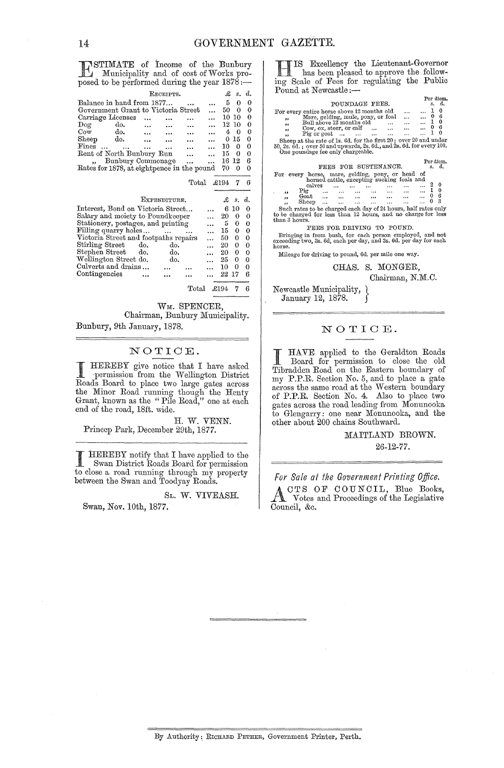ESTIMATE of Income of the Bunbury Municipality and of cost of Works proposed to be performed during the year 1878:—

| Receipts. | £ | s. | d. |
|---|---|---|---|
| Balance in hand from 1877... | 5 | 0 | 0 |
| Government Grant to Victoria Street | 50 | 0 | 0 |
| Carriage Licenses ... | 10 | 10 | 0 |
| Dog do. ... | 12 | 10 | 0 |
| Cow do. ... | 4 | 0 | 0 |
| Sheep do. ... | 0 | 15 | 0 |
| Fines ... | 10 | 0 | 0 |
| Rent of North Bunbury Run ... | 15 | 0 | 0 |
| " Bunbury Commonage ... | 16 | 12 | 6 |
| Rates for 1878, at eightpence in the pound | 70 | 0 | 0 |
| Total | £194 | 7 | 6 |

| Expenditure. | £ | s. | d. |
|---|---|---|---|
| Interest, Bond on Victoria Street... | 6 | 10 | 0 |
| Salary and moiety to Poundkeeper | 20 | 0 | 0 |
| Stationery, postages, and printing | 5 | 0 | 0 |
| Filling quarry holes... | 15 | 0 | 0 |
| Victoria Street and footpaths repairs | 50 | 0 | 0 |
| Stirling Street do. do. | 20 | 0 | 0 |
| Stephen Street do. do. | 20 | 0 | 0 |
| Wellington Street do. do. | 25 | 0 | 0 |
| Culverts and drains... | 10 | 0 | 0 |
| Contingencies ... | 22 | 17 | 6 |
| Total | £194 | 7 | 6 |

WM. SPENCER,
Chairman, Bunbury Municipality.

Bunbury, 9th January, 1878.

---

## NOTICE.

I HEREBY give notice that I have asked permission from the Wellington District Roads Board to place two large gates across the Minor Road running though the Henty Grant, known as the "Pile Road," one at each end of the road, 18ft. wide.

H. W. VENN.

Princep Park, December 29th, 1877.

---

I HEREBY notify that I have applied to the Swan District Roads Board for permission to close a road running through my property between the Swan and Toodyay Roads.

SL. W. VIVEASH.

Swan, Nov. 10th, 1877.

---

HIS Excellency the Lieutenant-Governor has been pleased to approve the following Scale of Fees for regulating the Public Pound at Newcastle:—

| POUNDAGE FEES. | Per diem. s. | d. |
|---|---|---|
| For every entire horse above 12 months old ... | 1 | 0 |
| " Mare, gelding, mule, pony, or foal ... | 0 | 6 |
| " Bull above 12 months old ... | 1 | 0 |
| " Cow, ox, steer, or calf ... | 0 | 6 |
| " Pig or goat ... | 1 | 0 |

Sheep at the rate of 1s. 6d. for the first 20; over 20 and under 50, 2s. 6d.; over 50 and upwards, 2s. 6d., and 2s. 6d. for every 100. One poundage fee only chargeable.

| FEES FOR SUSTENANCE. | Per diem. s. | d. |
|---|---|---|
| For every horse, mare, gelding, pony, or head of horned cattle, excepting sucking foals and calves ... | 2 | 0 |
| " Pig ... | 1 | 0 |
| " Goat ... | 0 | 6 |
| " Sheep ... | 0 | 3 |

Such rates to be charged each day of 24 hours, half rates only to be charged for less than 12 hours, and no charge for less than 3 hours.

FEES FOR DRIVING TO POUND.

Bringing in from bush, for each person employed, and not exceeding two, 3s. 6d. each per day, and 3s. 6d. per day for each horse.

Mileage for driving to pound, 6d. per mile one way.

CHAS. S. MONGER,
Chairman, N.M.C.

Newcastle Municipality,
January 12, 1878.

---

## NOTICE.

I HAVE applied to the Geraldton Roads Board for permission to close the old Tibradden Road on the Eastern boundary of my P.P.R. Section No. 5, and to place a gate across the same road at the Western boundary of P.P.R. Section No. 4. Also to place two gates across the road leading from Monunooka to Glengarry: one near Monunooka, and the other about 200 chains Southward.

MAITLAND BROWN.
26-12-77.

---

*For Sale at the Government Printing Office.*

ACTS OF COUNCIL, Blue Books, Votes and Proceedings of the Legislative Council, &c.

---

By Authority: RICHARD PETHER, Government Printer, Perth.